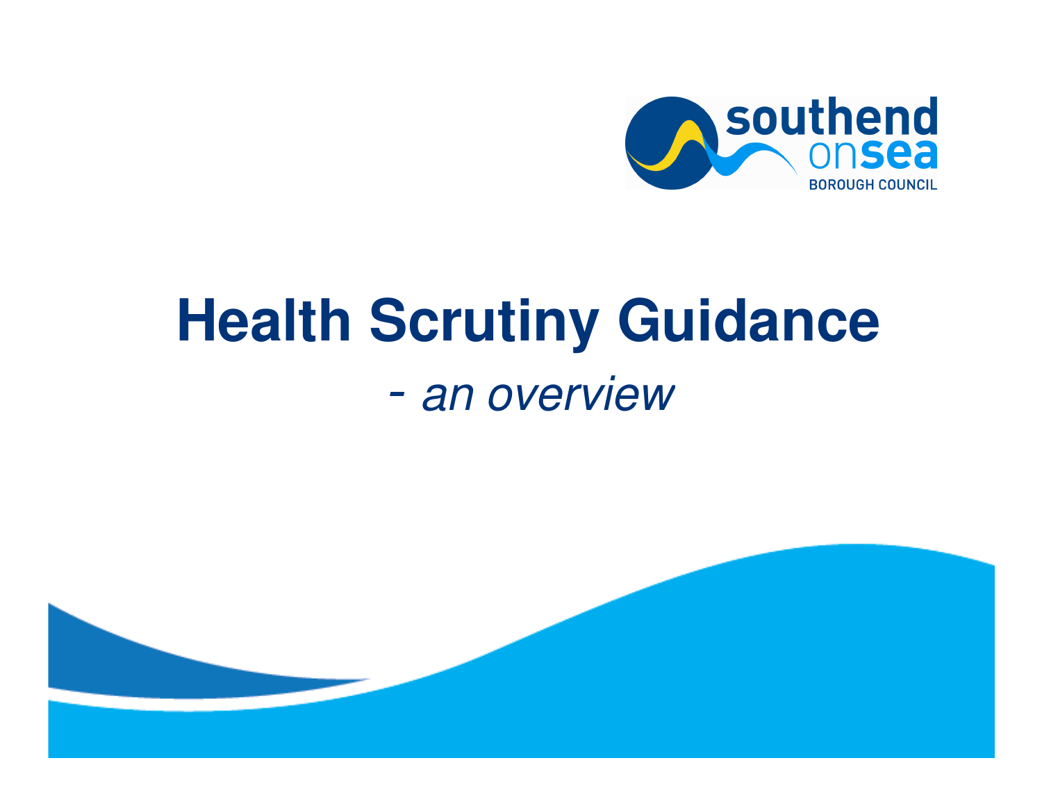southend on sea BOROUGH COUNCIL

# Health Scrutiny Guidance

*- an overview*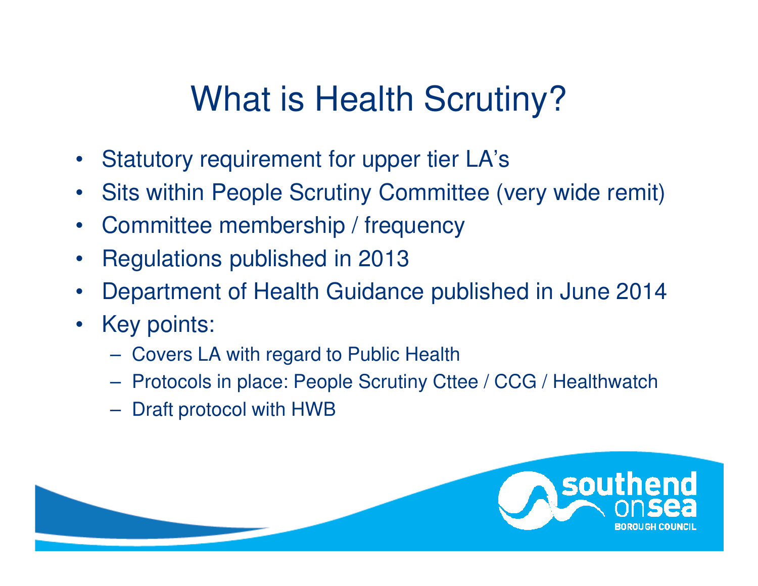# What is Health Scrutiny?

- Statutory requirement for upper tier LA's
- Sits within People Scrutiny Committee (very wide remit)
- Committee membership / frequency
- Regulations published in 2013
- Department of Health Guidance published in June 2014
- Key points:
  - Covers LA with regard to Public Health
  - Protocols in place: People Scrutiny Cttee / CCG / Healthwatch
  - Draft protocol with HWB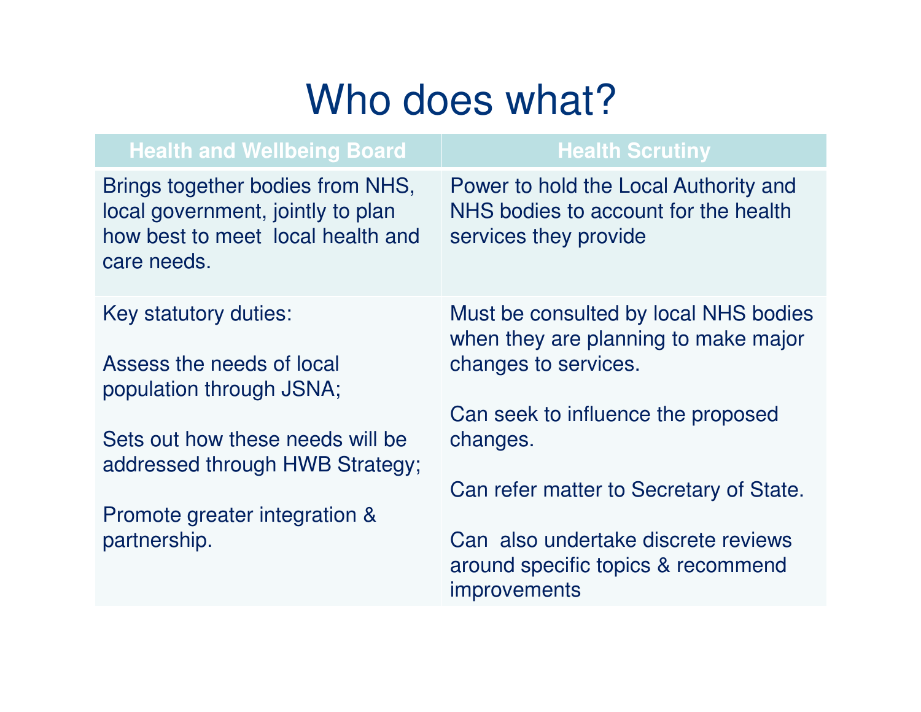# Who does what?

| Health and Wellbeing Board | Health Scrutiny |
|---|---|
| Brings together bodies from NHS, local government, jointly to plan how best to meet  local health and care needs. | Power to hold the Local Authority and NHS bodies to account for the health services they provide |
| Key statutory duties:<br><br>Assess the needs of local population through JSNA;<br><br>Sets out how these needs will be addressed through HWB Strategy;<br><br>Promote greater integration & partnership. | Must be consulted by local NHS bodies when they are planning to make major changes to services.<br><br>Can seek to influence the proposed changes.<br><br>Can refer matter to Secretary of State.<br><br>Can  also undertake discrete reviews around specific topics & recommend improvements |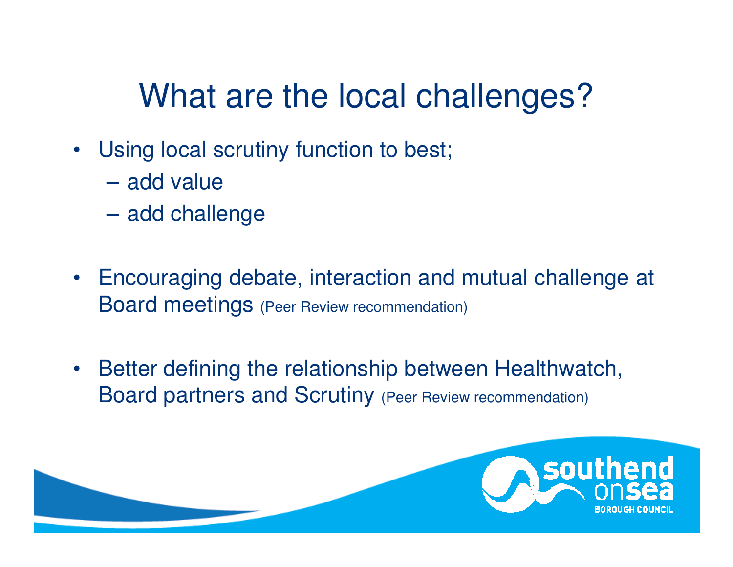# What are the local challenges?

- Using local scrutiny function to best;
  - add value
  - add challenge
- Encouraging debate, interaction and mutual challenge at Board meetings (Peer Review recommendation)
- Better defining the relationship between Healthwatch, Board partners and Scrutiny (Peer Review recommendation)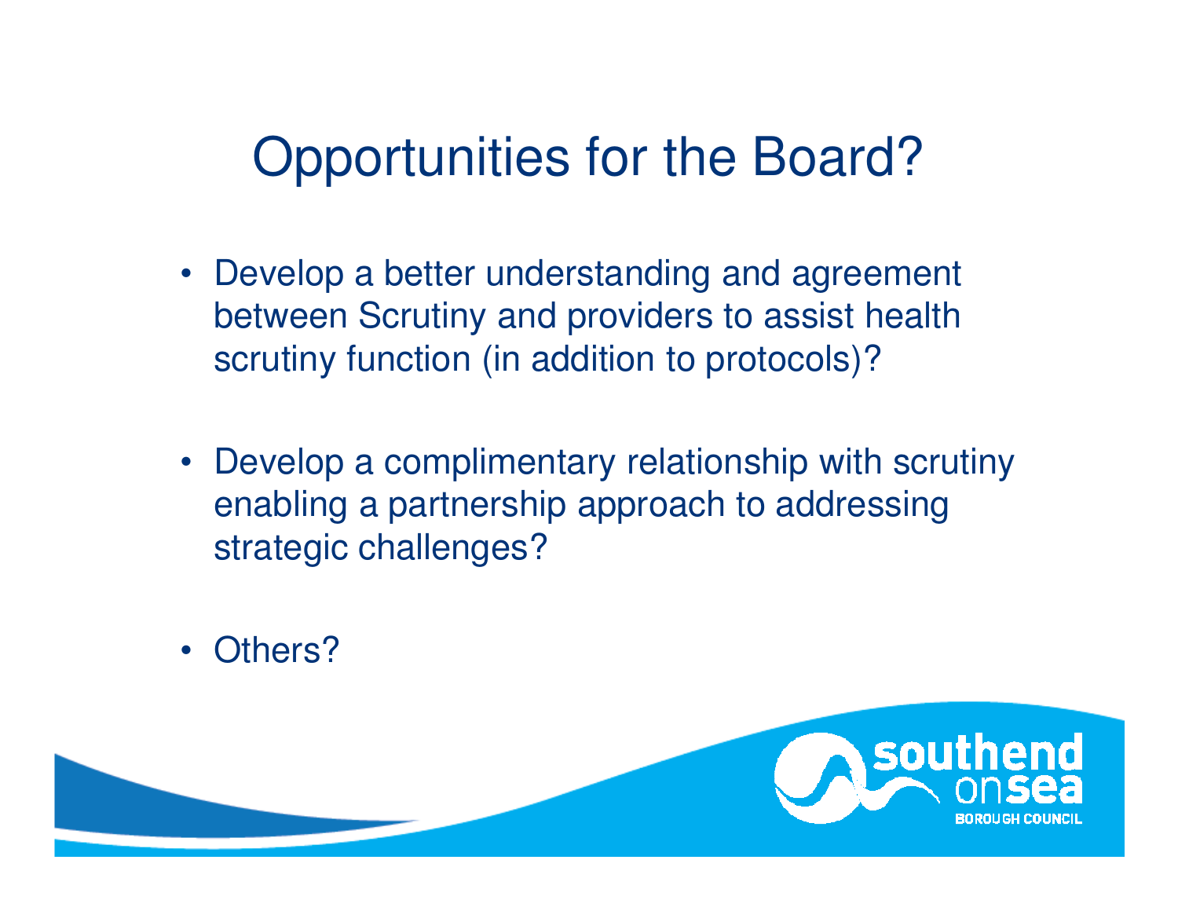# Opportunities for the Board?

- Develop a better understanding and agreement between Scrutiny and providers to assist health scrutiny function (in addition to protocols)?
- Develop a complimentary relationship with scrutiny enabling a partnership approach to addressing strategic challenges?
- Others?